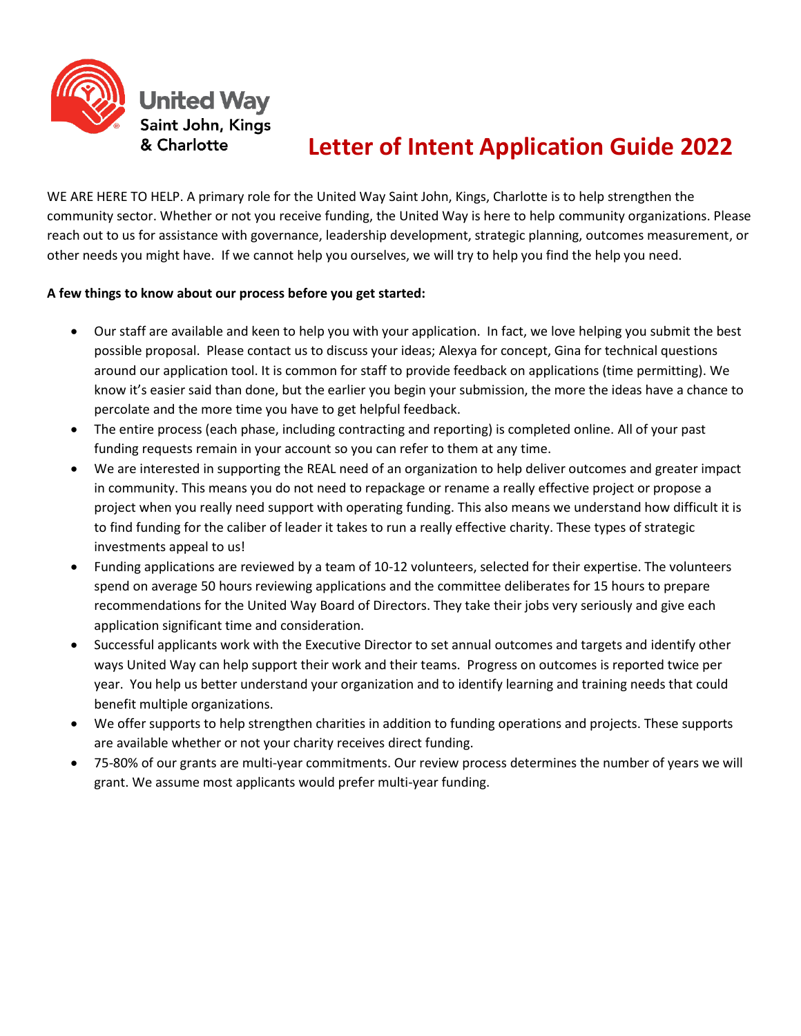United Way
Saint John, Kings
& Charlotte

# Letter of Intent Application Guide 2022

WE ARE HERE TO HELP. A primary role for the United Way Saint John, Kings, Charlotte is to help strengthen the community sector. Whether or not you receive funding, the United Way is here to help community organizations. Please reach out to us for assistance with governance, leadership development, strategic planning, outcomes measurement, or other needs you might have. If we cannot help you ourselves, we will try to help you find the help you need.

**A few things to know about our process before you get started:**

- Our staff are available and keen to help you with your application. In fact, we love helping you submit the best possible proposal. Please contact us to discuss your ideas; Alexya for concept, Gina for technical questions around our application tool. It is common for staff to provide feedback on applications (time permitting). We know it's easier said than done, but the earlier you begin your submission, the more the ideas have a chance to percolate and the more time you have to get helpful feedback.
- The entire process (each phase, including contracting and reporting) is completed online. All of your past funding requests remain in your account so you can refer to them at any time.
- We are interested in supporting the REAL need of an organization to help deliver outcomes and greater impact in community. This means you do not need to repackage or rename a really effective project or propose a project when you really need support with operating funding. This also means we understand how difficult it is to find funding for the caliber of leader it takes to run a really effective charity. These types of strategic investments appeal to us!
- Funding applications are reviewed by a team of 10-12 volunteers, selected for their expertise. The volunteers spend on average 50 hours reviewing applications and the committee deliberates for 15 hours to prepare recommendations for the United Way Board of Directors. They take their jobs very seriously and give each application significant time and consideration.
- Successful applicants work with the Executive Director to set annual outcomes and targets and identify other ways United Way can help support their work and their teams. Progress on outcomes is reported twice per year. You help us better understand your organization and to identify learning and training needs that could benefit multiple organizations.
- We offer supports to help strengthen charities in addition to funding operations and projects. These supports are available whether or not your charity receives direct funding.
- 75-80% of our grants are multi-year commitments. Our review process determines the number of years we will grant. We assume most applicants would prefer multi-year funding.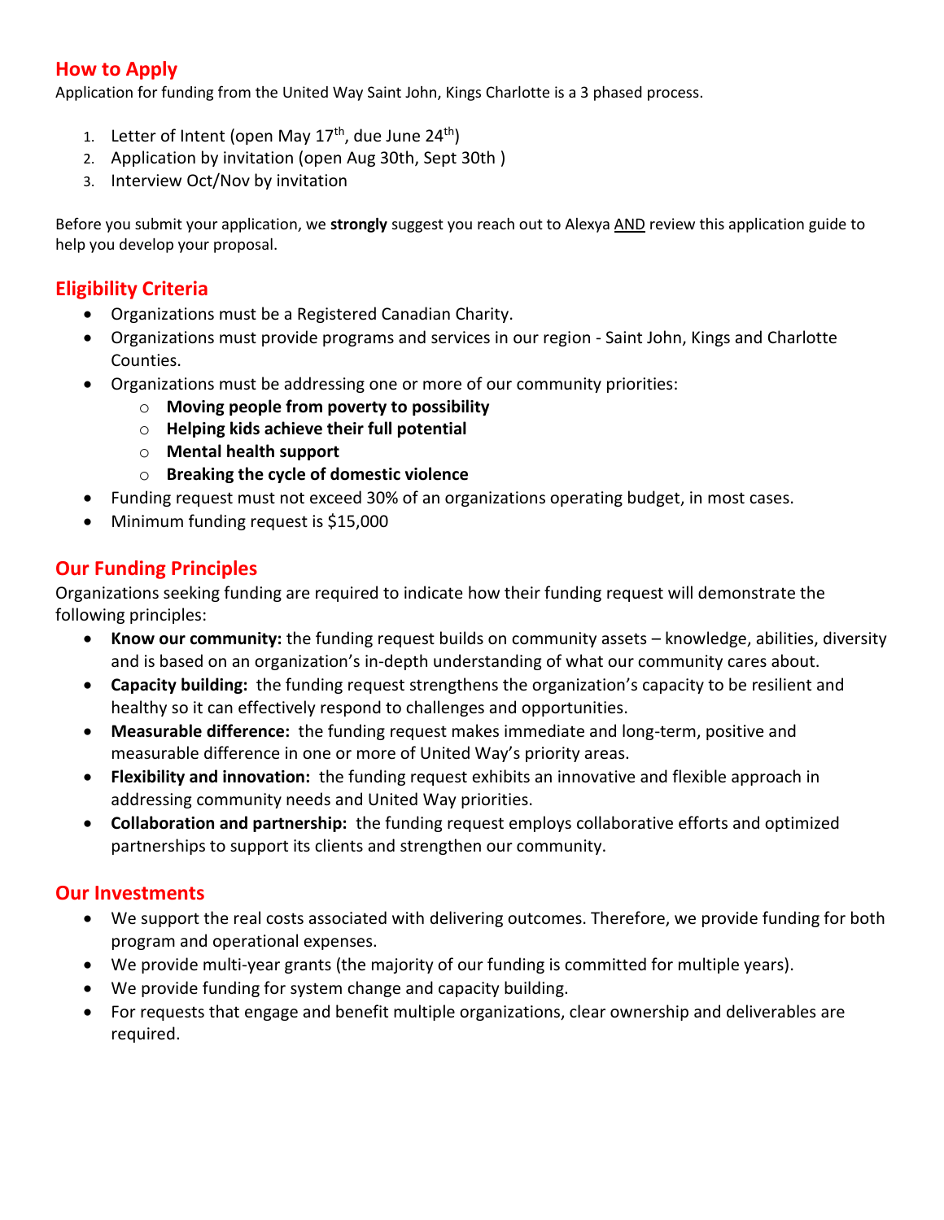## How to Apply

Application for funding from the United Way Saint John, Kings Charlotte is a 3 phased process.

1. Letter of Intent (open May 17th, due June 24th)
2. Application by invitation (open Aug 30th, Sept 30th )
3. Interview Oct/Nov by invitation

Before you submit your application, we **strongly** suggest you reach out to Alexya AND review this application guide to help you develop your proposal.

## Eligibility Criteria

- Organizations must be a Registered Canadian Charity.
- Organizations must provide programs and services in our region - Saint John, Kings and Charlotte Counties.
- Organizations must be addressing one or more of our community priorities:
  - **Moving people from poverty to possibility**
  - **Helping kids achieve their full potential**
  - **Mental health support**
  - **Breaking the cycle of domestic violence**
- Funding request must not exceed 30% of an organizations operating budget, in most cases.
- Minimum funding request is $15,000

## Our Funding Principles

Organizations seeking funding are required to indicate how their funding request will demonstrate the following principles:

- **Know our community:** the funding request builds on community assets – knowledge, abilities, diversity and is based on an organization's in-depth understanding of what our community cares about.
- **Capacity building:** the funding request strengthens the organization's capacity to be resilient and healthy so it can effectively respond to challenges and opportunities.
- **Measurable difference:** the funding request makes immediate and long-term, positive and measurable difference in one or more of United Way's priority areas.
- **Flexibility and innovation:** the funding request exhibits an innovative and flexible approach in addressing community needs and United Way priorities.
- **Collaboration and partnership:** the funding request employs collaborative efforts and optimized partnerships to support its clients and strengthen our community.

## Our Investments

- We support the real costs associated with delivering outcomes. Therefore, we provide funding for both program and operational expenses.
- We provide multi-year grants (the majority of our funding is committed for multiple years).
- We provide funding for system change and capacity building.
- For requests that engage and benefit multiple organizations, clear ownership and deliverables are required.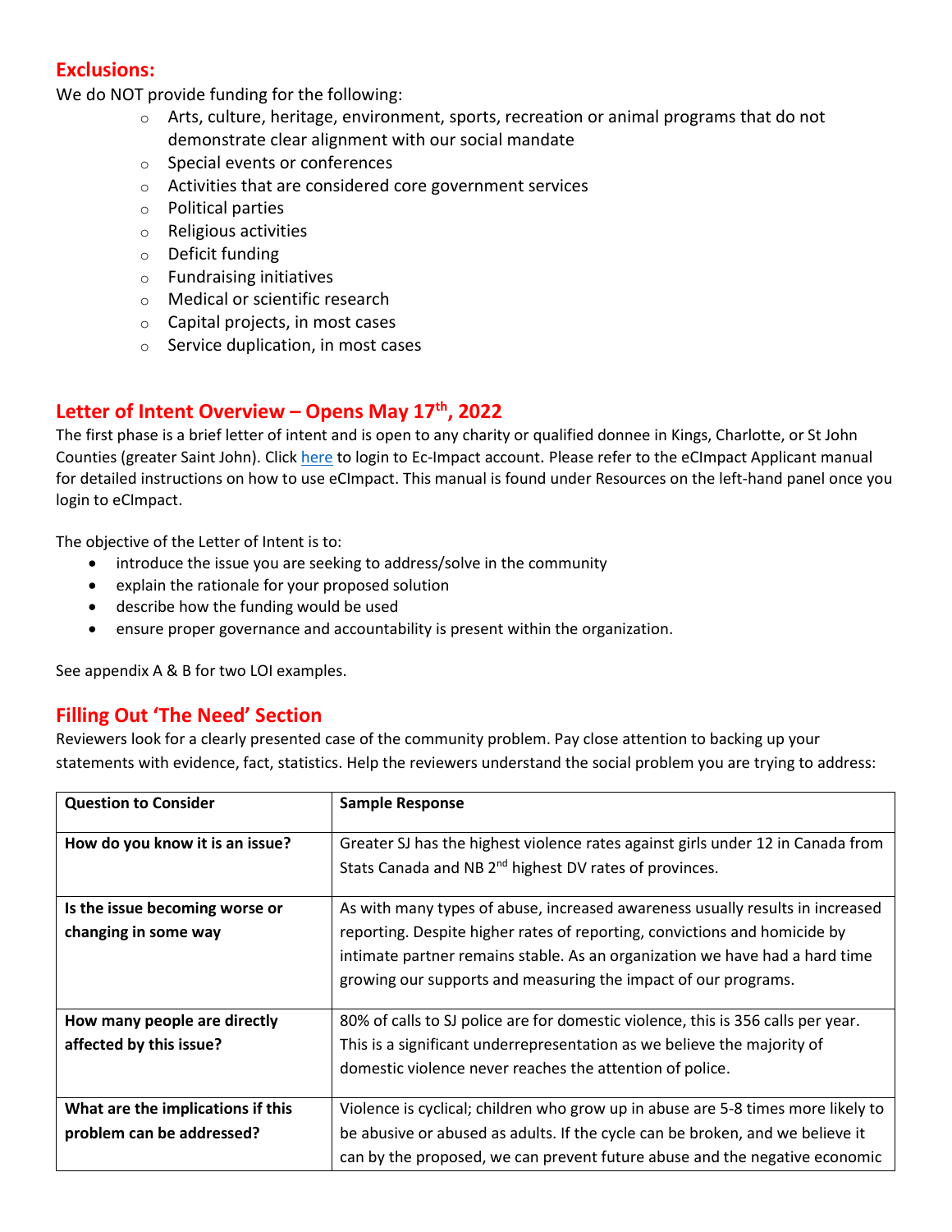## Exclusions:

We do NOT provide funding for the following:

- Arts, culture, heritage, environment, sports, recreation or animal programs that do not demonstrate clear alignment with our social mandate
- Special events or conferences
- Activities that are considered core government services
- Political parties
- Religious activities
- Deficit funding
- Fundraising initiatives
- Medical or scientific research
- Capital projects, in most cases
- Service duplication, in most cases

## Letter of Intent Overview – Opens May 17th, 2022

The first phase is a brief letter of intent and is open to any charity or qualified donnee in Kings, Charlotte, or St John Counties (greater Saint John). Click [here]() to login to Ec-Impact account. Please refer to the eCImpact Applicant manual for detailed instructions on how to use eCImpact. This manual is found under Resources on the left-hand panel once you login to eCImpact.

The objective of the Letter of Intent is to:

- introduce the issue you are seeking to address/solve in the community
- explain the rationale for your proposed solution
- describe how the funding would be used
- ensure proper governance and accountability is present within the organization.

See appendix A & B for two LOI examples.

## Filling Out 'The Need' Section

Reviewers look for a clearly presented case of the community problem. Pay close attention to backing up your statements with evidence, fact, statistics. Help the reviewers understand the social problem you are trying to address:

| Question to Consider | Sample Response |
|---|---|
| **How do you know it is an issue?** | Greater SJ has the highest violence rates against girls under 12 in Canada from Stats Canada and NB 2nd highest DV rates of provinces. |
| **Is the issue becoming worse or changing in some way** | As with many types of abuse, increased awareness usually results in increased reporting. Despite higher rates of reporting, convictions and homicide by intimate partner remains stable. As an organization we have had a hard time growing our supports and measuring the impact of our programs. |
| **How many people are directly affected by this issue?** | 80% of calls to SJ police are for domestic violence, this is 356 calls per year. This is a significant underrepresentation as we believe the majority of domestic violence never reaches the attention of police. |
| **What are the implications if this problem can be addressed?** | Violence is cyclical; children who grow up in abuse are 5-8 times more likely to be abusive or abused as adults. If the cycle can be broken, and we believe it can by the proposed, we can prevent future abuse and the negative economic |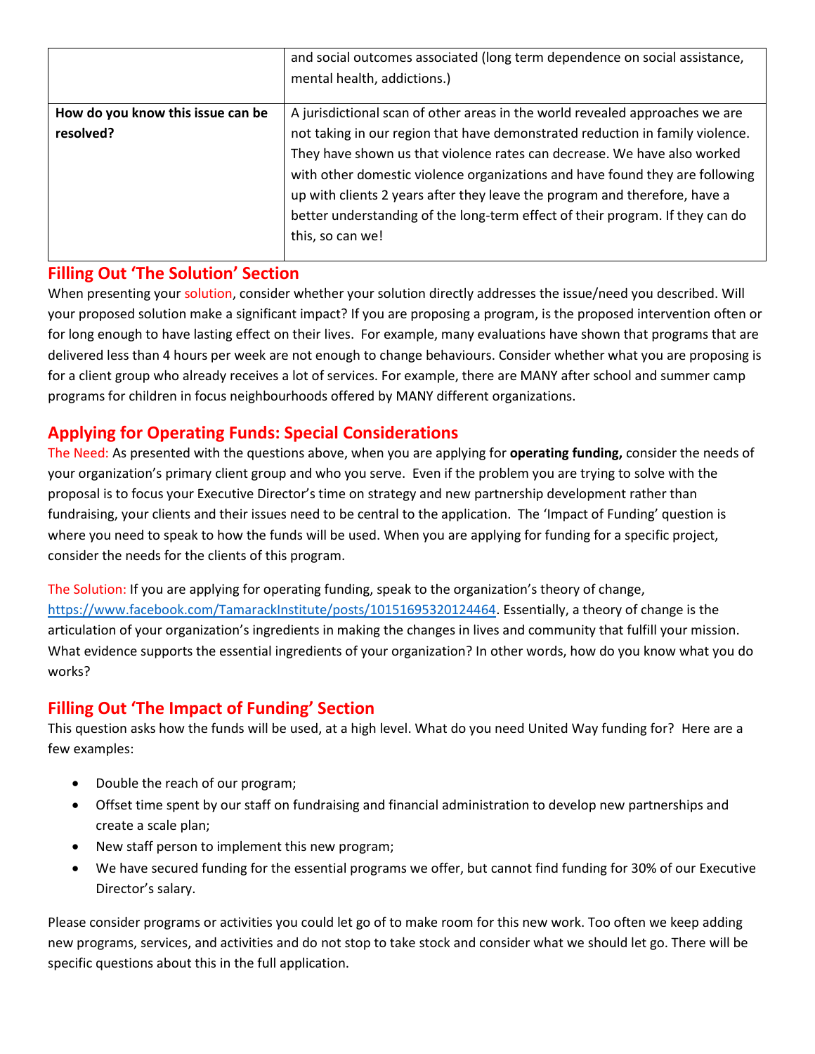| | |
|---|---|
| | and social outcomes associated (long term dependence on social assistance, mental health, addictions.) |
| **How do you know this issue can be resolved?** | A jurisdictional scan of other areas in the world revealed approaches we are not taking in our region that have demonstrated reduction in family violence. They have shown us that violence rates can decrease. We have also worked with other domestic violence organizations and have found they are following up with clients 2 years after they leave the program and therefore, have a better understanding of the long-term effect of their program. If they can do this, so can we! |

## Filling Out 'The Solution' Section

When presenting your solution, consider whether your solution directly addresses the issue/need you described. Will your proposed solution make a significant impact? If you are proposing a program, is the proposed intervention often or for long enough to have lasting effect on their lives. For example, many evaluations have shown that programs that are delivered less than 4 hours per week are not enough to change behaviours. Consider whether what you are proposing is for a client group who already receives a lot of services. For example, there are MANY after school and summer camp programs for children in focus neighbourhoods offered by MANY different organizations.

## Applying for Operating Funds: Special Considerations

The Need: As presented with the questions above, when you are applying for **operating funding,** consider the needs of your organization's primary client group and who you serve. Even if the problem you are trying to solve with the proposal is to focus your Executive Director's time on strategy and new partnership development rather than fundraising, your clients and their issues need to be central to the application. The 'Impact of Funding' question is where you need to speak to how the funds will be used. When you are applying for funding for a specific project, consider the needs for the clients of this program.

The Solution: If you are applying for operating funding, speak to the organization's theory of change, https://www.facebook.com/TamarackInstitute/posts/10151695320124464. Essentially, a theory of change is the articulation of your organization's ingredients in making the changes in lives and community that fulfill your mission. What evidence supports the essential ingredients of your organization? In other words, how do you know what you do works?

## Filling Out 'The Impact of Funding' Section

This question asks how the funds will be used, at a high level. What do you need United Way funding for? Here are a few examples:

- Double the reach of our program;
- Offset time spent by our staff on fundraising and financial administration to develop new partnerships and create a scale plan;
- New staff person to implement this new program;
- We have secured funding for the essential programs we offer, but cannot find funding for 30% of our Executive Director's salary.

Please consider programs or activities you could let go of to make room for this new work. Too often we keep adding new programs, services, and activities and do not stop to take stock and consider what we should let go. There will be specific questions about this in the full application.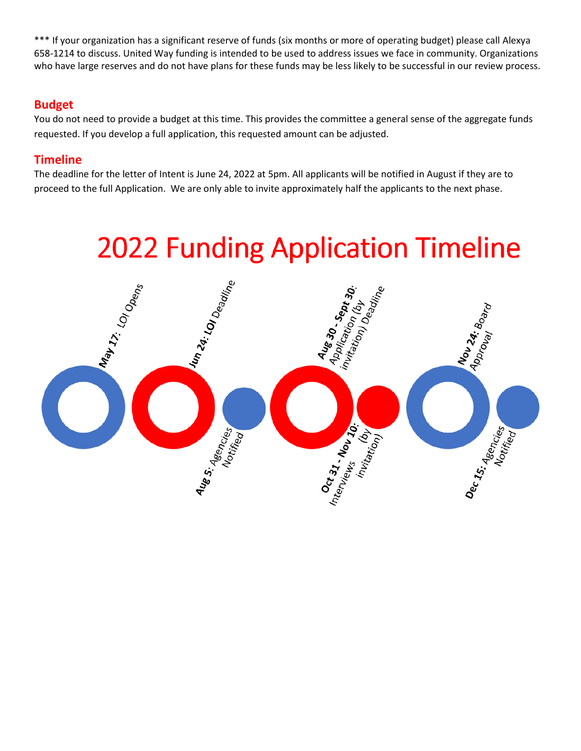*** If your organization has a significant reserve of funds (six months or more of operating budget) please call Alexya 658-1214 to discuss. United Way funding is intended to be used to address issues we face in community. Organizations who have large reserves and do not have plans for these funds may be less likely to be successful in our review process.

## Budget

You do not need to provide a budget at this time. This provides the committee a general sense of the aggregate funds requested. If you develop a full application, this requested amount can be adjusted.

## Timeline

The deadline for the letter of Intent is June 24, 2022 at 5pm. All applicants will be notified in August if they are to proceed to the full Application. We are only able to invite approximately half the applicants to the next phase.

# 2022 Funding Application Timeline

- **May 17**: *LOI Opens*
- **Jun 24**: **LOI** *Deadline*
- **Aug 5**: *Agencies Notified*
- **Aug 30 - Sept 30**: *Application (by invitation) Deadline*
- **Oct 31 - Nov 10**: *Interviews (by invitation)*
- **Nov 24**: *Board Approval*
- **Dec 15**: *Agencies Notified*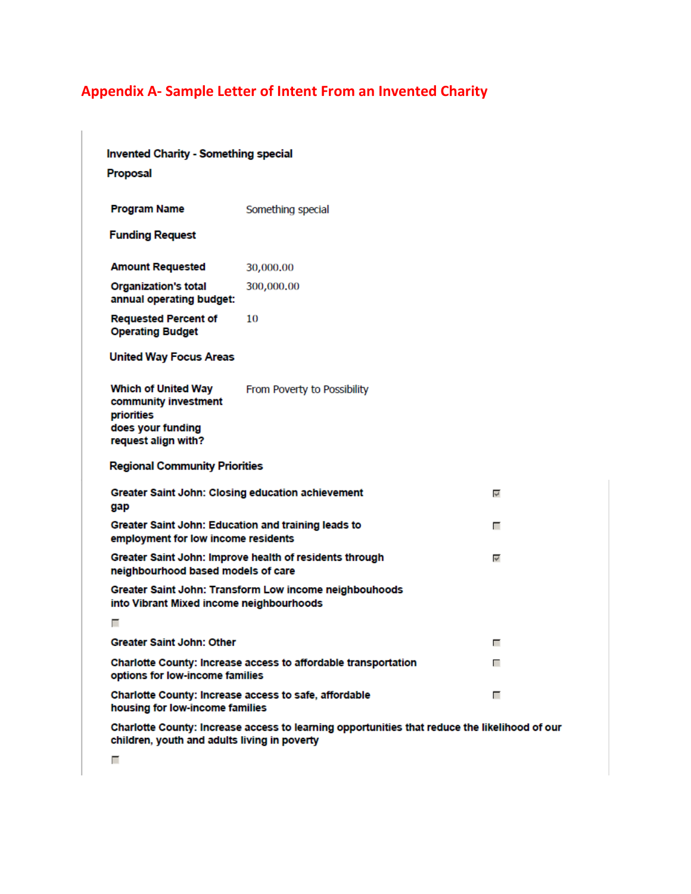# Appendix A- Sample Letter of Intent From an Invented Charity

**Invented Charity - Something special**

**Proposal**

| | |
|---|---|
| **Program Name** | Something special |

**Funding Request**

| | |
|---|---|
| **Amount Requested** | 30,000.00 |
| **Organization's total annual operating budget:** | 300,000.00 |
| **Requested Percent of Operating Budget** | 10 |

**United Way Focus Areas**

| | |
|---|---|
| **Which of United Way community investment priorities does your funding request align with?** | From Poverty to Possibility |

**Regional Community Priorities**

| | |
|---|---|
| **Greater Saint John: Closing education achievement gap** | ☑ |
| **Greater Saint John: Education and training leads to employment for low income residents** | ☐ |
| **Greater Saint John: Improve health of residents through neighbourhood based models of care** | ☑ |
| **Greater Saint John: Transform Low income neighbouhoods into Vibrant Mixed income neighbourhoods** | ☐ |
| **Greater Saint John: Other** | ☐ |
| **Charlotte County: Increase access to affordable transportation options for low-income families** | ☐ |
| **Charlotte County: Increase access to safe, affordable housing for low-income families** | ☐ |
| **Charlotte County: Increase access to learning opportunities that reduce the likelihood of our children, youth and adults living in poverty** | ☐ |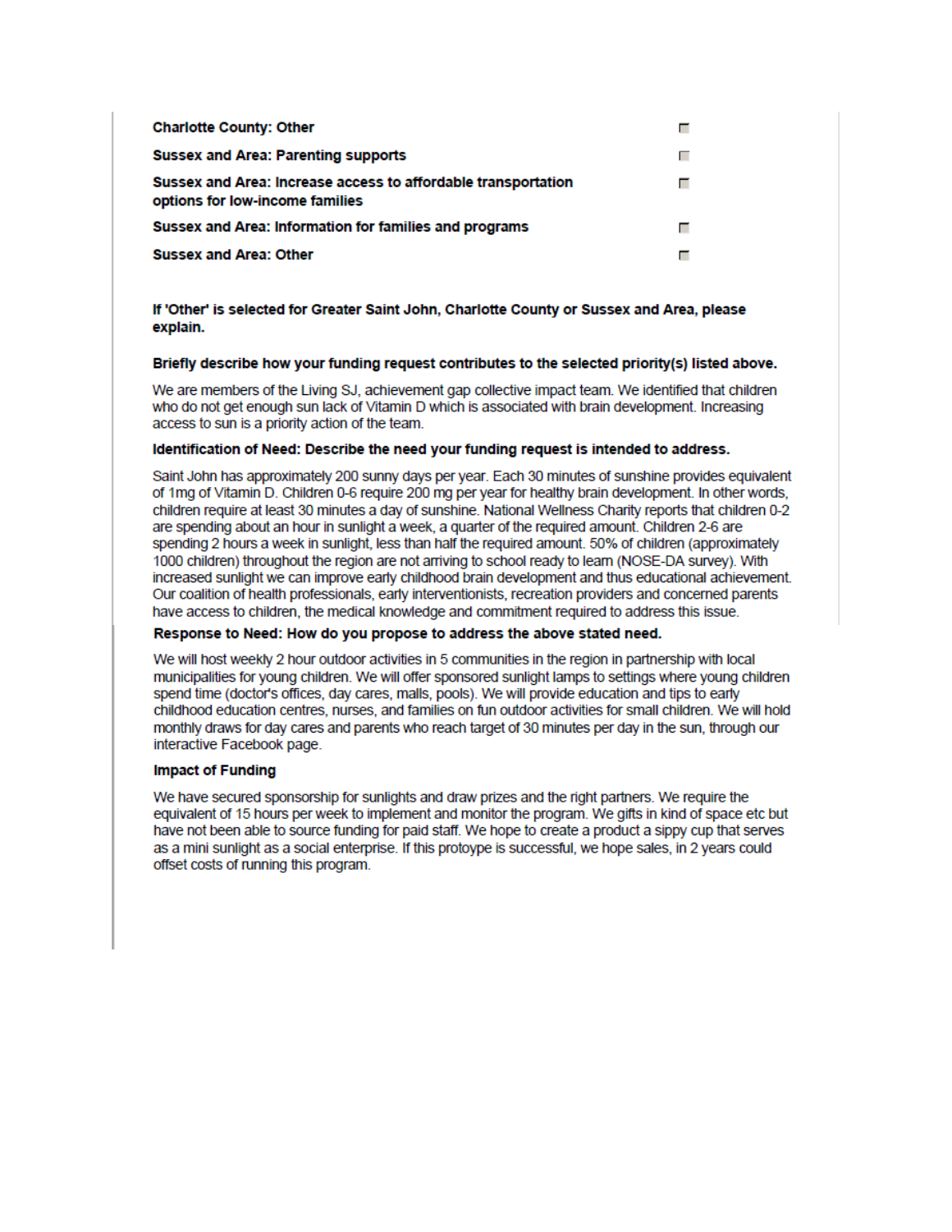| | |
|---|---|
| **Charlotte County: Other** | ☐ |
| **Sussex and Area: Parenting supports** | ☐ |
| **Sussex and Area: Increase access to affordable transportation options for low-income families** | ☐ |
| **Sussex and Area: Information for families and programs** | ☐ |
| **Sussex and Area: Other** | ☐ |

**If 'Other' is selected for Greater Saint John, Charlotte County or Sussex and Area, please explain.**

**Briefly describe how your funding request contributes to the selected priority(s) listed above.**

We are members of the Living SJ, achievement gap collective impact team. We identified that children who do not get enough sun lack of Vitamin D which is associated with brain development. Increasing access to sun is a priority action of the team.

**Identification of Need: Describe the need your funding request is intended to address.**

Saint John has approximately 200 sunny days per year. Each 30 minutes of sunshine provides equivalent of 1mg of Vitamin D. Children 0-6 require 200 mg per year for healthy brain development. In other words, children require at least 30 minutes a day of sunshine. National Wellness Charity reports that children 0-2 are spending about an hour in sunlight a week, a quarter of the required amount. Children 2-6 are spending 2 hours a week in sunlight, less than half the required amount. 50% of children (approximately 1000 children) throughout the region are not arriving to school ready to learn (NOSE-DA survey). With increased sunlight we can improve early childhood brain development and thus educational achievement. Our coalition of health professionals, early interventionists, recreation providers and concerned parents have access to children, the medical knowledge and commitment required to address this issue.

**Response to Need: How do you propose to address the above stated need.**

We will host weekly 2 hour outdoor activities in 5 communities in the region in partnership with local municipalities for young children. We will offer sponsored sunlight lamps to settings where young children spend time (doctor's offices, day cares, malls, pools). We will provide education and tips to early childhood education centres, nurses, and families on fun outdoor activities for small children. We will hold monthly draws for day cares and parents who reach target of 30 minutes per day in the sun, through our interactive Facebook page.

**Impact of Funding**

We have secured sponsorship for sunlights and draw prizes and the right partners. We require the equivalent of 15 hours per week to implement and monitor the program. We gifts in kind of space etc but have not been able to source funding for paid staff. We hope to create a product a sippy cup that serves as a mini sunlight as a social enterprise. If this protoype is successful, we hope sales, in 2 years could offset costs of running this program.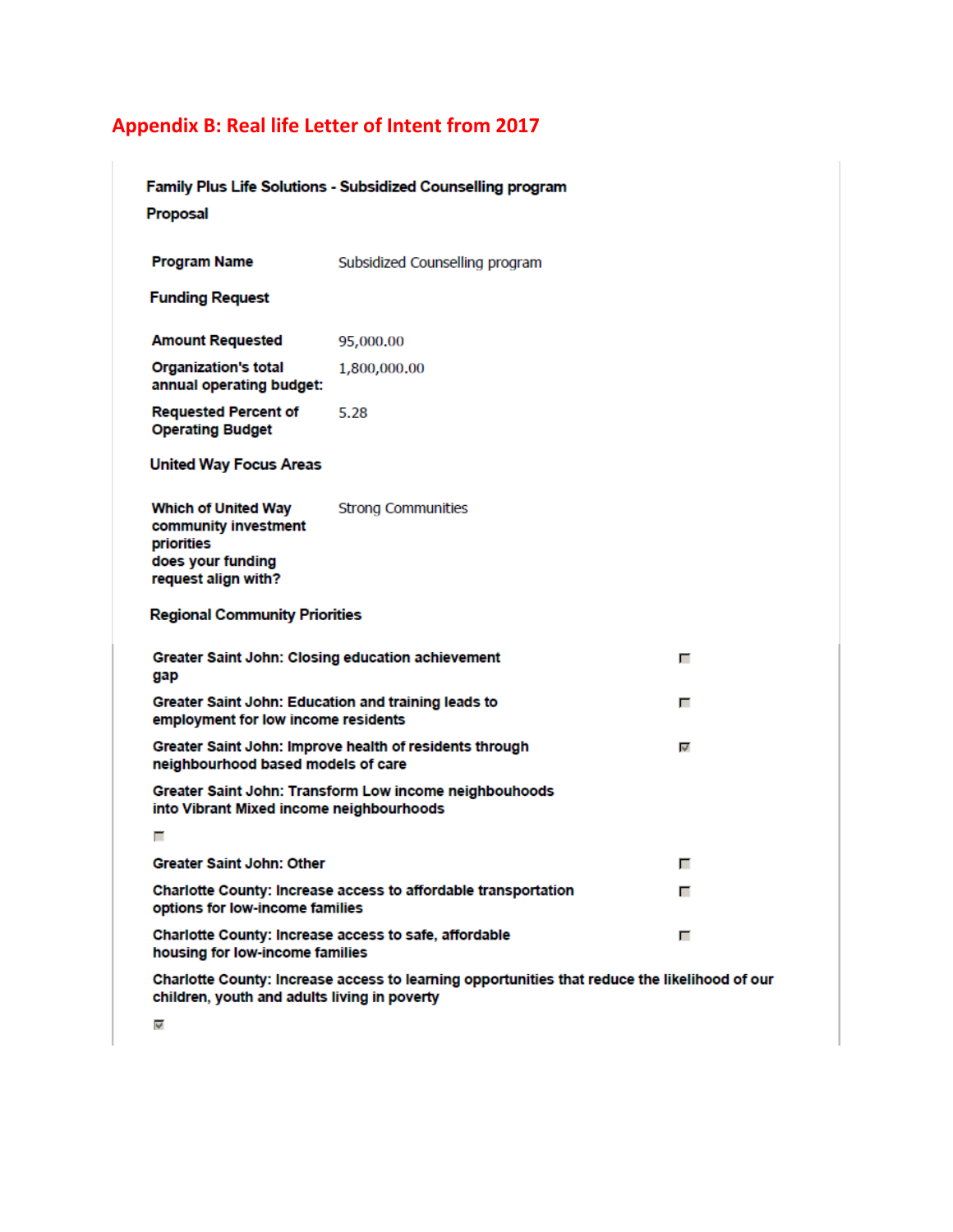## Appendix B: Real life Letter of Intent from 2017

**Family Plus Life Solutions - Subsidized Counselling program**

**Proposal**

| | |
|---|---|
| **Program Name** | Subsidized Counselling program |

**Funding Request**

| | |
|---|---|
| **Amount Requested** | 95,000.00 |
| **Organization's total annual operating budget:** | 1,800,000.00 |
| **Requested Percent of Operating Budget** | 5.28 |

**United Way Focus Areas**

| | |
|---|---|
| **Which of United Way community investment priorities does your funding request align with?** | Strong Communities |

**Regional Community Priorities**

| | |
|---|---|
| **Greater Saint John: Closing education achievement gap** | ☐ |
| **Greater Saint John: Education and training leads to employment for low income residents** | ☐ |
| **Greater Saint John: Improve health of residents through neighbourhood based models of care** | ☑ |
| **Greater Saint John: Transform Low income neighbouhoods into Vibrant Mixed income neighbourhoods** | ☐ |
| **Greater Saint John: Other** | ☐ |
| **Charlotte County: Increase access to affordable transportation options for low-income families** | ☐ |
| **Charlotte County: Increase access to safe, affordable housing for low-income families** | ☐ |
| **Charlotte County: Increase access to learning opportunities that reduce the likelihood of our children, youth and adults living in poverty** | ☑ |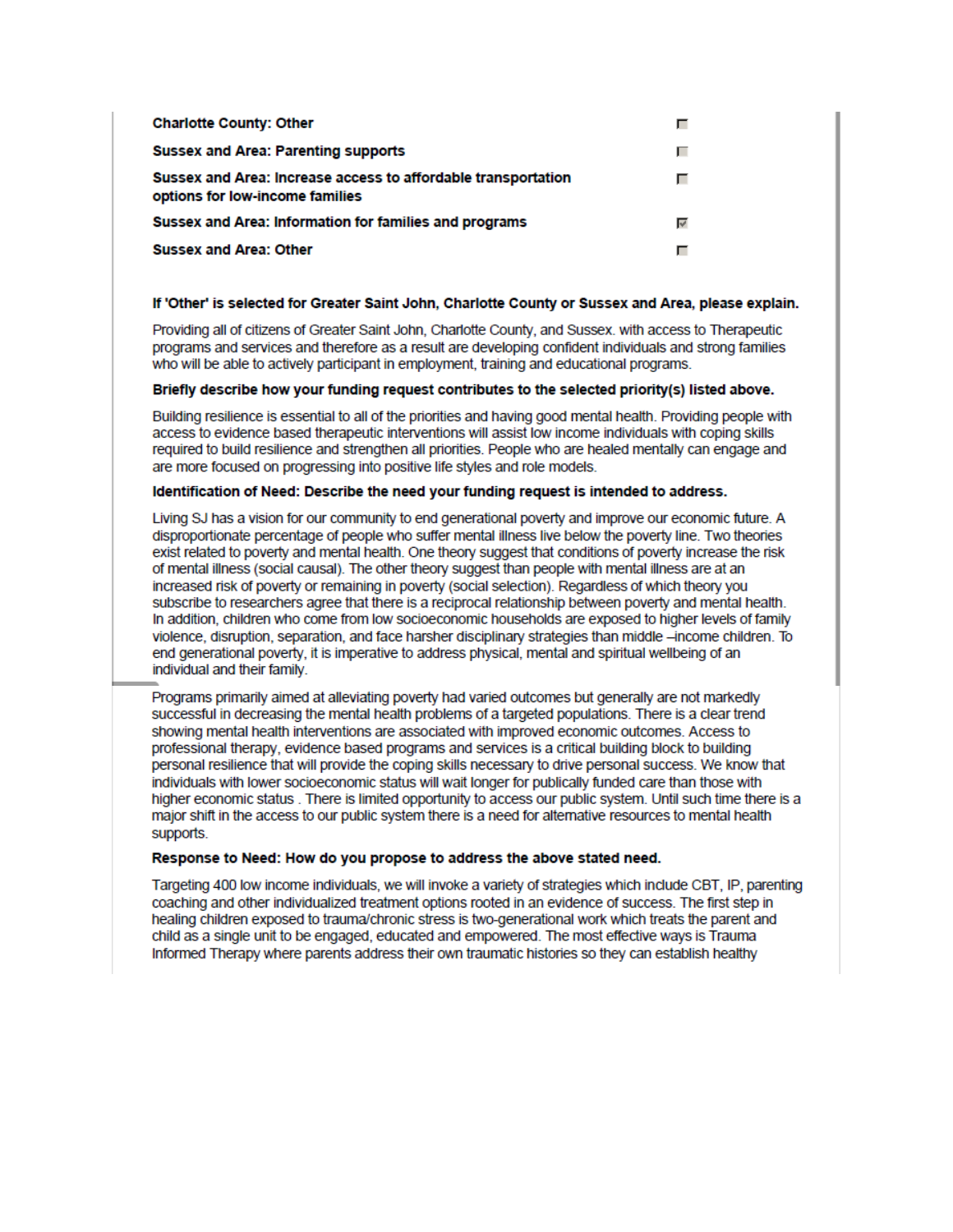| | |
|---|---|
| **Charlotte County: Other** | ☐ |
| **Sussex and Area: Parenting supports** | ☐ |
| **Sussex and Area: Increase access to affordable transportation options for low-income families** | ☐ |
| **Sussex and Area: Information for families and programs** | ☑ |
| **Sussex and Area: Other** | ☐ |

**If 'Other' is selected for Greater Saint John, Charlotte County or Sussex and Area, please explain.**

Providing all of citizens of Greater Saint John, Charlotte County, and Sussex. with access to Therapeutic programs and services and therefore as a result are developing confident individuals and strong families who will be able to actively participant in employment, training and educational programs.

**Briefly describe how your funding request contributes to the selected priority(s) listed above.**

Building resilience is essential to all of the priorities and having good mental health. Providing people with access to evidence based therapeutic interventions will assist low income individuals with coping skills required to build resilience and strengthen all priorities. People who are healed mentally can engage and are more focused on progressing into positive life styles and role models.

**Identification of Need: Describe the need your funding request is intended to address.**

Living SJ has a vision for our community to end generational poverty and improve our economic future. A disproportionate percentage of people who suffer mental illness live below the poverty line. Two theories exist related to poverty and mental health. One theory suggest that conditions of poverty increase the risk of mental illness (social causal). The other theory suggest than people with mental illness are at an increased risk of poverty or remaining in poverty (social selection). Regardless of which theory you subscribe to researchers agree that there is a reciprocal relationship between poverty and mental health. In addition, children who come from low socioeconomic households are exposed to higher levels of family violence, disruption, separation, and face harsher disciplinary strategies than middle –income children. To end generational poverty, it is imperative to address physical, mental and spiritual wellbeing of an individual and their family.

Programs primarily aimed at alleviating poverty had varied outcomes but generally are not markedly successful in decreasing the mental health problems of a targeted populations. There is a clear trend showing mental health interventions are associated with improved economic outcomes. Access to professional therapy, evidence based programs and services is a critical building block to building personal resilience that will provide the coping skills necessary to drive personal success. We know that individuals with lower socioeconomic status will wait longer for publically funded care than those with higher economic status . There is limited opportunity to access our public system. Until such time there is a major shift in the access to our public system there is a need for alternative resources to mental health supports.

**Response to Need: How do you propose to address the above stated need.**

Targeting 400 low income individuals, we will invoke a variety of strategies which include CBT, IP, parenting coaching and other individualized treatment options rooted in an evidence of success. The first step in healing children exposed to trauma/chronic stress is two-generational work which treats the parent and child as a single unit to be engaged, educated and empowered. The most effective ways is Trauma Informed Therapy where parents address their own traumatic histories so they can establish healthy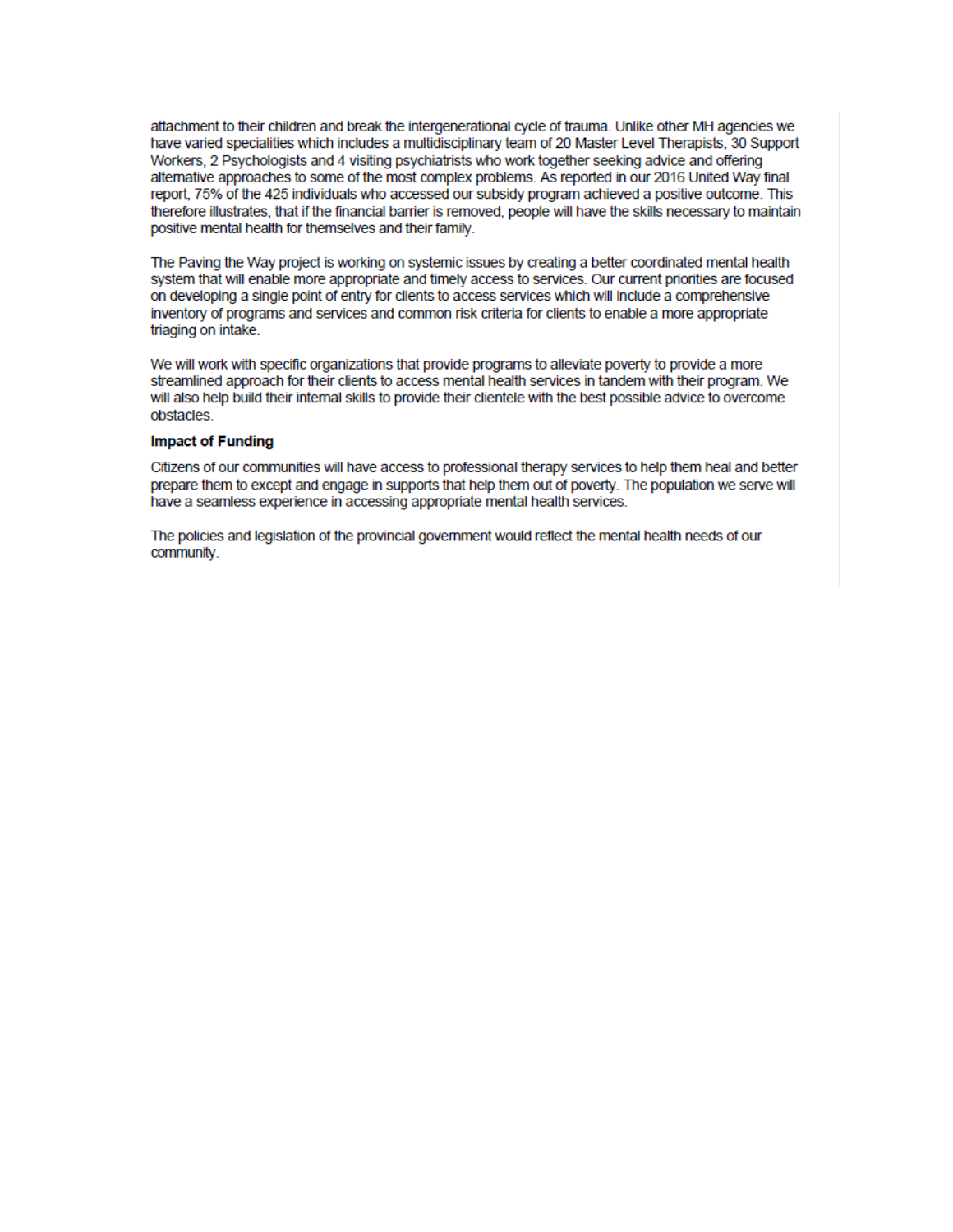attachment to their children and break the intergenerational cycle of trauma. Unlike other MH agencies we have varied specialities which includes a multidisciplinary team of 20 Master Level Therapists, 30 Support Workers, 2 Psychologists and 4 visiting psychiatrists who work together seeking advice and offering alternative approaches to some of the most complex problems. As reported in our 2016 United Way final report, 75% of the 425 individuals who accessed our subsidy program achieved a positive outcome. This therefore illustrates, that if the financial barrier is removed, people will have the skills necessary to maintain positive mental health for themselves and their family.

The Paving the Way project is working on systemic issues by creating a better coordinated mental health system that will enable more appropriate and timely access to services. Our current priorities are focused on developing a single point of entry for clients to access services which will include a comprehensive inventory of programs and services and common risk criteria for clients to enable a more appropriate triaging on intake.

We will work with specific organizations that provide programs to alleviate poverty to provide a more streamlined approach for their clients to access mental health services in tandem with their program. We will also help build their internal skills to provide their clientele with the best possible advice to overcome obstacles.

**Impact of Funding**

Citizens of our communities will have access to professional therapy services to help them heal and better prepare them to except and engage in supports that help them out of poverty. The population we serve will have a seamless experience in accessing appropriate mental health services.

The policies and legislation of the provincial government would reflect the mental health needs of our community.